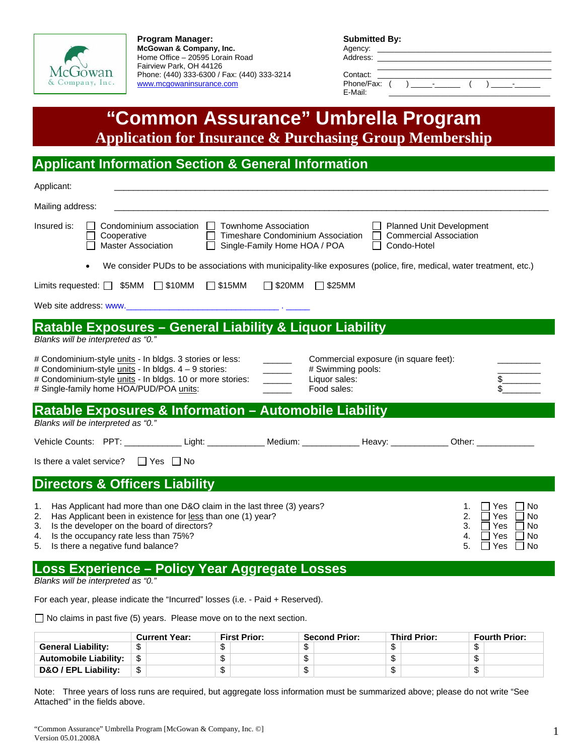**Program Manager:**
**McGowan & Company, Inc.**
Home Office – 20595 Lorain Road
Fairview Park, OH 44126
Phone: (440) 333-6300 / Fax: (440) 333-3214
www.mcgowaninsurance.com

**Submitted By:**
Agency: ______________________________
Address: ______________________________
______________________________
Contact: ______________________________
Phone/Fax: ( ) ____-_____ ( ) ____-_____
E-Mail: ______________________________

# "Common Assurance" Umbrella Program

## Application for Insurance & Purchasing Group Membership

## Applicant Information Section & General Information

Applicant: ______________________________________________________________

Mailing address: ______________________________________________________________

Insured is:
- ☐ Condominium association
- ☐ Cooperative
- ☐ Master Association
- ☐ Townhome Association
- ☐ Timeshare Condominium Association
- ☐ Single-Family Home HOA / POA
- ☐ Planned Unit Development
- ☐ Commercial Association
- ☐ Condo-Hotel

- We consider PUDs to be associations with municipality-like exposures (police, fire, medical, water treatment, etc.)

Limits requested: ☐ $5MM ☐ $10MM ☐ $15MM ☐ $20MM ☐ $25MM

Web site address: www.______________________________ . _____

## Ratable Exposures – General Liability & Liquor Liability

*Blanks will be interpreted as "0."*

# Condominium-style units - In bldgs. 3 stories or less: ______
# Condominium-style units - In bldgs. 4 – 9 stories: ______
# Condominium-style units - In bldgs. 10 or more stories: ______
# Single-family home HOA/PUD/POA units: ______

Commercial exposure (in square feet): _________
# Swimming pools: _________
Liquor sales: $________
Food sales: $________

## Ratable Exposures & Information – Automobile Liability

*Blanks will be interpreted as "0."*

Vehicle Counts: PPT: ____________ Light: ____________ Medium: ____________ Heavy: ____________ Other: ____________

Is there a valet service? ☐ Yes ☐ No

## Directors & Officers Liability

1. Has Applicant had more than one D&O claim in the last three (3) years? ☐ Yes ☐ No
2. Has Applicant been in existence for less than one (1) year? ☐ Yes ☐ No
3. Is the developer on the board of directors? ☐ Yes ☐ No
4. Is the occupancy rate less than 75%? ☐ Yes ☐ No
5. Is there a negative fund balance? ☐ Yes ☐ No

## Loss Experience – Policy Year Aggregate Losses

*Blanks will be interpreted as "0."*

For each year, please indicate the "Incurred" losses (i.e. - Paid + Reserved).

☐ No claims in past five (5) years. Please move on to the next section.

| | Current Year: | First Prior: | Second Prior: | Third Prior: | Fourth Prior: |
|---|---|---|---|---|---|
| **General Liability:** | $ | $ | $ | $ | $ |
| **Automobile Liability:** | $ | $ | $ | $ | $ |
| **D&O / EPL Liability:** | $ | $ | $ | $ | $ |

Note: Three years of loss runs are required, but aggregate loss information must be summarized above; please do not write "See Attached" in the fields above.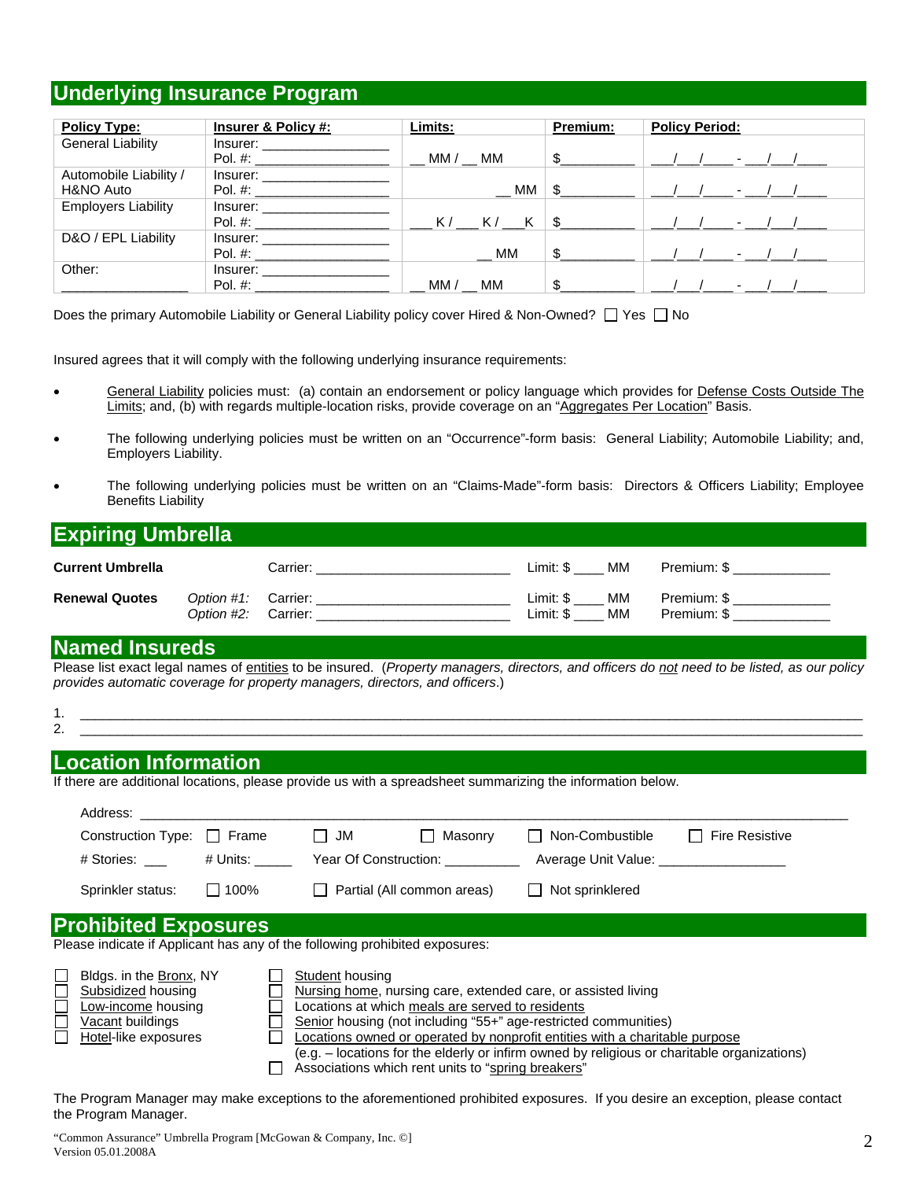## Underlying Insurance Program

| Policy Type: | Insurer & Policy #: | Limits: | Premium: | Policy Period: |
|---|---|---|---|---|
| General Liability | Insurer: ________________ Pol. #: ________________ | __ MM / __ MM | $________ | ___/___/____ - ___/___/____ |
| Automobile Liability / H&NO Auto | Insurer: ________________ Pol. #: ________________ | __ MM | $________ | ___/___/____ - ___/___/____ |
| Employers Liability | Insurer: ________________ Pol. #: ________________ | ___ K / ___ K / ___ K | $________ | ___/___/____ - ___/___/____ |
| D&O / EPL Liability | Insurer: ________________ Pol. #: ________________ | __ MM | $________ | ___/___/____ - ___/___/____ |
| Other: ________________ | Insurer: ________________ Pol. #: ________________ | __ MM / __ MM | $________ | ___/___/____ - ___/___/____ |

Does the primary Automobile Liability or General Liability policy cover Hired & Non-Owned? ☐ Yes ☐ No

Insured agrees that it will comply with the following underlying insurance requirements:

- General Liability policies must: (a) contain an endorsement or policy language which provides for Defense Costs Outside The Limits; and, (b) with regards multiple-location risks, provide coverage on an "Aggregates Per Location" Basis.
- The following underlying policies must be written on an "Occurrence"-form basis: General Liability; Automobile Liability; and, Employers Liability.
- The following underlying policies must be written on an "Claims-Made"-form basis: Directors & Officers Liability; Employee Benefits Liability

## Expiring Umbrella

**Current Umbrella** Carrier: ________________________ Limit: $ ____ MM Premium: $ ____________

**Renewal Quotes**
*Option #1:* Carrier: ________________________ Limit: $ ____ MM Premium: $ ____________
*Option #2:* Carrier: ________________________ Limit: $ ____ MM Premium: $ ____________

## Named Insureds

Please list exact legal names of entities to be insured. (*Property managers, directors, and officers do not need to be listed, as our policy provides automatic coverage for property managers, directors, and officers*.)

1. ____________________________________________________________________________
2. ____________________________________________________________________________

## Location Information

If there are additional locations, please provide us with a spreadsheet summarizing the information below.

Address: ____________________________________________________________________________

Construction Type: ☐ Frame ☐ JM ☐ Masonry ☐ Non-Combustible ☐ Fire Resistive

# Stories: ___ # Units: _____ Year Of Construction: _________ Average Unit Value: ________________

Sprinkler status: ☐ 100% ☐ Partial (All common areas) ☐ Not sprinklered

## Prohibited Exposures

Please indicate if Applicant has any of the following prohibited exposures:

- ☐ Bldgs. in the Bronx, NY
- ☐ Subsidized housing
- ☐ Low-income housing
- ☐ Vacant buildings
- ☐ Hotel-like exposures
- ☐ Student housing
- ☐ Nursing home, nursing care, extended care, or assisted living
- ☐ Locations at which meals are served to residents
- ☐ Senior housing (not including "55+" age-restricted communities)
- ☐ Locations owned or operated by nonprofit entities with a charitable purpose (e.g. – locations for the elderly or infirm owned by religious or charitable organizations)
- ☐ Associations which rent units to "spring breakers"

The Program Manager may make exceptions to the aforementioned prohibited exposures. If you desire an exception, please contact the Program Manager.

"Common Assurance" Umbrella Program [McGowan & Company, Inc. ©]
Version 05.01.2008A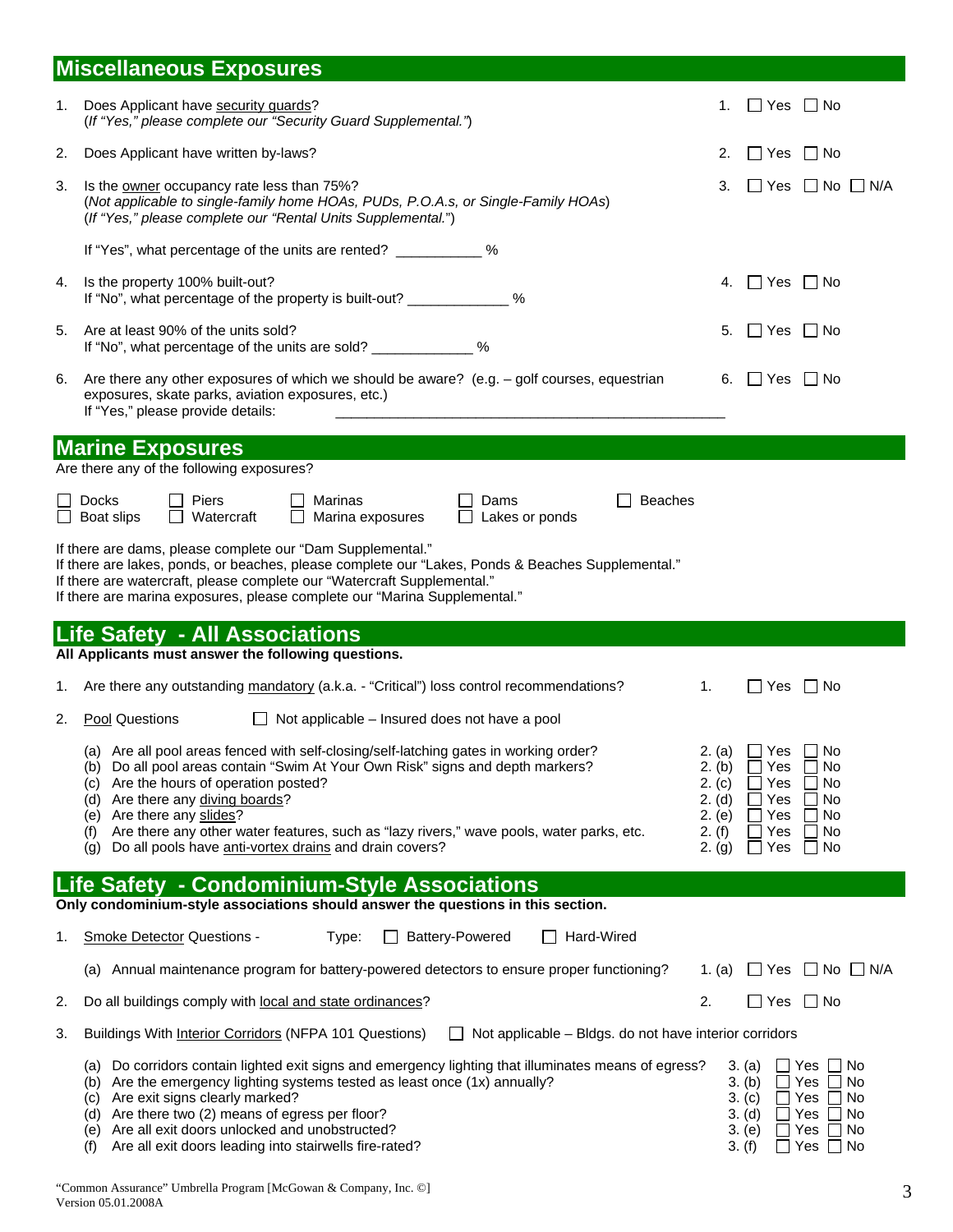## Miscellaneous Exposures

1. Does Applicant have security guards? — 1. ☐ Yes ☐ No
   (*If "Yes," please complete our "Security Guard Supplemental."*)

2. Does Applicant have written by-laws? — 2. ☐ Yes ☐ No

3. Is the owner occupancy rate less than 75%? — 3. ☐ Yes ☐ No ☐ N/A
   (*Not applicable to single-family home HOAs, PUDs, P.O.A.s, or Single-Family HOAs*)
   (*If "Yes," please complete our "Rental Units Supplemental."*)

   If "Yes", what percentage of the units are rented? __________ %

4. Is the property 100% built-out? — 4. ☐ Yes ☐ No
   If "No", what percentage of the property is built-out? ____________ %

5. Are at least 90% of the units sold? — 5. ☐ Yes ☐ No
   If "No", what percentage of the units are sold? ____________ %

6. Are there any other exposures of which we should be aware? (e.g. – golf courses, equestrian exposures, skate parks, aviation exposures, etc.) — 6. ☐ Yes ☐ No
   If "Yes," please provide details: ______________________________________________

## Marine Exposures

Are there any of the following exposures?

☐ Docks ☐ Piers ☐ Marinas ☐ Dams ☐ Beaches
☐ Boat slips ☐ Watercraft ☐ Marina exposures ☐ Lakes or ponds

If there are dams, please complete our "Dam Supplemental."
If there are lakes, ponds, or beaches, please complete our "Lakes, Ponds & Beaches Supplemental."
If there are watercraft, please complete our "Watercraft Supplemental."
If there are marina exposures, please complete our "Marina Supplemental."

## Life Safety - All Associations

**All Applicants must answer the following questions.**

1. Are there any outstanding mandatory (a.k.a. - "Critical") loss control recommendations? — 1. ☐ Yes ☐ No

2. Pool Questions ☐ Not applicable – Insured does not have a pool

   (a) Are all pool areas fenced with self-closing/self-latching gates in working order? — 2. (a) ☐ Yes ☐ No
   (b) Do all pool areas contain "Swim At Your Own Risk" signs and depth markers? — 2. (b) ☐ Yes ☐ No
   (c) Are the hours of operation posted? — 2. (c) ☐ Yes ☐ No
   (d) Are there any diving boards? — 2. (d) ☐ Yes ☐ No
   (e) Are there any slides? — 2. (e) ☐ Yes ☐ No
   (f) Are there any other water features, such as "lazy rivers," wave pools, water parks, etc. — 2. (f) ☐ Yes ☐ No
   (g) Do all pools have anti-vortex drains and drain covers? — 2. (g) ☐ Yes ☐ No

## Life Safety - Condominium-Style Associations

**Only condominium-style associations should answer the questions in this section.**

1. Smoke Detector Questions - Type: ☐ Battery-Powered ☐ Hard-Wired

   (a) Annual maintenance program for battery-powered detectors to ensure proper functioning? — 1. (a) ☐ Yes ☐ No ☐ N/A

2. Do all buildings comply with local and state ordinances? — 2. ☐ Yes ☐ No

3. Buildings With Interior Corridors (NFPA 101 Questions) ☐ Not applicable – Bldgs. do not have interior corridors

   (a) Do corridors contain lighted exit signs and emergency lighting that illuminates means of egress? — 3. (a) ☐ Yes ☐ No
   (b) Are the emergency lighting systems tested as least once (1x) annually? — 3. (b) ☐ Yes ☐ No
   (c) Are exit signs clearly marked? — 3. (c) ☐ Yes ☐ No
   (d) Are there two (2) means of egress per floor? — 3. (d) ☐ Yes ☐ No
   (e) Are all exit doors unlocked and unobstructed? — 3. (e) ☐ Yes ☐ No
   (f) Are all exit doors leading into stairwells fire-rated? — 3. (f) ☐ Yes ☐ No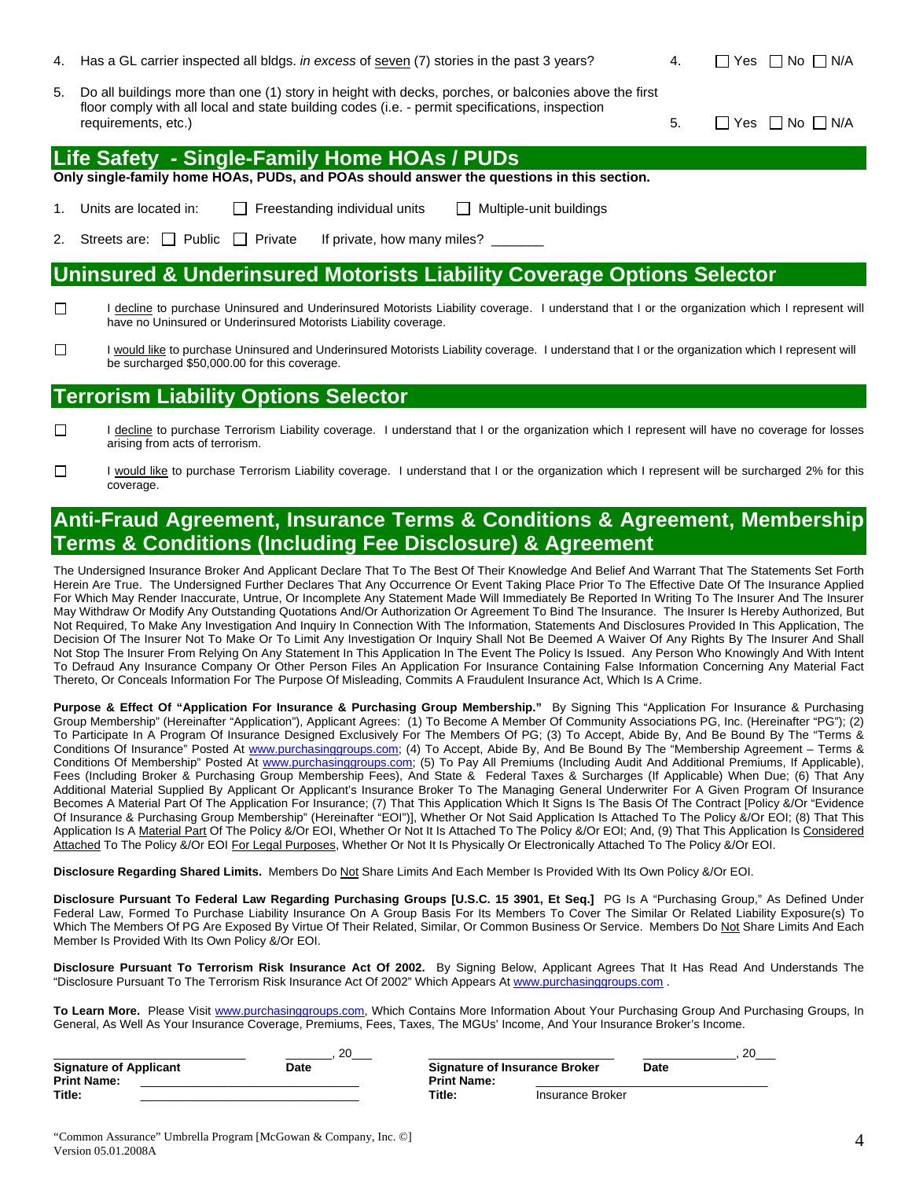4. Has a GL carrier inspected all bldgs. *in excess* of seven (7) stories in the past 3 years? 4. ☐ Yes ☐ No ☐ N/A

5. Do all buildings more than one (1) story in height with decks, porches, or balconies above the first floor comply with all local and state building codes (i.e. - permit specifications, inspection requirements, etc.) 5. ☐ Yes ☐ No ☐ N/A

## Life Safety - Single-Family Home HOAs / PUDs

**Only single-family home HOAs, PUDs, and POAs should answer the questions in this section.**

1. Units are located in: ☐ Freestanding individual units ☐ Multiple-unit buildings

2. Streets are: ☐ Public ☐ Private If private, how many miles? _______

## Uninsured & Underinsured Motorists Liability Coverage Options Selector

☐ I decline to purchase Uninsured and Underinsured Motorists Liability coverage. I understand that I or the organization which I represent will have no Uninsured or Underinsured Motorists Liability coverage.

☐ I would like to purchase Uninsured and Underinsured Motorists Liability coverage. I understand that I or the organization which I represent will be surcharged $50,000.00 for this coverage.

## Terrorism Liability Options Selector

☐ I decline to purchase Terrorism Liability coverage. I understand that I or the organization which I represent will have no coverage for losses arising from acts of terrorism.

☐ I would like to purchase Terrorism Liability coverage. I understand that I or the organization which I represent will be surcharged 2% for this coverage.

## Anti-Fraud Agreement, Insurance Terms & Conditions & Agreement, Membership Terms & Conditions (Including Fee Disclosure) & Agreement

The Undersigned Insurance Broker And Applicant Declare That To The Best Of Their Knowledge And Belief And Warrant That The Statements Set Forth Herein Are True. The Undersigned Further Declares That Any Occurrence Or Event Taking Place Prior To The Effective Date Of The Insurance Applied For Which May Render Inaccurate, Untrue, Or Incomplete Any Statement Made Will Immediately Be Reported In Writing To The Insurer And The Insurer May Withdraw Or Modify Any Outstanding Quotations And/Or Authorization Or Agreement To Bind The Insurance. The Insurer Is Hereby Authorized, But Not Required, To Make Any Investigation And Inquiry In Connection With The Information, Statements And Disclosures Provided In This Application, The Decision Of The Insurer Not To Make Or To Limit Any Investigation Or Inquiry Shall Not Be Deemed A Waiver Of Any Rights By The Insurer And Shall Not Stop The Insurer From Relying On Any Statement In This Application In The Event The Policy Is Issued. Any Person Who Knowingly And With Intent To Defraud Any Insurance Company Or Other Person Files An Application For Insurance Containing False Information Concerning Any Material Fact Thereto, Or Conceals Information For The Purpose Of Misleading, Commits A Fraudulent Insurance Act, Which Is A Crime.

**Purpose & Effect Of "Application For Insurance & Purchasing Group Membership."** By Signing This "Application For Insurance & Purchasing Group Membership" (Hereinafter "Application"), Applicant Agrees: (1) To Become A Member Of Community Associations PG, Inc. (Hereinafter "PG"); (2) To Participate In A Program Of Insurance Designed Exclusively For The Members Of PG; (3) To Accept, Abide By, And Be Bound By The "Terms & Conditions Of Insurance" Posted At www.purchasinggroups.com; (4) To Accept, Abide By, And Be Bound By The "Membership Agreement – Terms & Conditions Of Membership" Posted At www.purchasinggroups.com; (5) To Pay All Premiums (Including Audit And Additional Premiums, If Applicable), Fees (Including Broker & Purchasing Group Membership Fees), And State & Federal Taxes & Surcharges (If Applicable) When Due; (6) That Any Additional Material Supplied By Applicant Or Applicant's Insurance Broker To The Managing General Underwriter For A Given Program Of Insurance Becomes A Material Part Of The Application For Insurance; (7) That This Application Which It Signs Is The Basis Of The Contract [Policy &/Or "Evidence Of Insurance & Purchasing Group Membership" (Hereinafter "EOI")], Whether Or Not Said Application Is Attached To The Policy &/Or EOI; (8) That This Application Is A Material Part Of The Policy &/Or EOI, Whether Or Not It Is Attached To The Policy &/Or EOI; And, (9) That This Application Is Considered Attached To The Policy &/Or EOI For Legal Purposes, Whether Or Not It Is Physically Or Electronically Attached To The Policy &/Or EOI.

**Disclosure Regarding Shared Limits.** Members Do Not Share Limits And Each Member Is Provided With Its Own Policy &/Or EOI.

**Disclosure Pursuant To Federal Law Regarding Purchasing Groups [U.S.C. 15 3901, Et Seq.]** PG Is A "Purchasing Group," As Defined Under Federal Law, Formed To Purchase Liability Insurance On A Group Basis For Its Members To Cover The Similar Or Related Liability Exposure(s) To Which The Members Of PG Are Exposed By Virtue Of Their Related, Similar, Or Common Business Or Service. Members Do Not Share Limits And Each Member Is Provided With Its Own Policy &/Or EOI.

**Disclosure Pursuant To Terrorism Risk Insurance Act Of 2002.** By Signing Below, Applicant Agrees That It Has Read And Understands The "Disclosure Pursuant To The Terrorism Risk Insurance Act Of 2002" Which Appears At www.purchasinggroups.com .

**To Learn More.** Please Visit www.purchasinggroups.com, Which Contains More Information About Your Purchasing Group And Purchasing Groups, In General, As Well As Your Insurance Coverage, Premiums, Fees, Taxes, The MGUs' Income, And Your Insurance Broker's Income.

____________________________ _______, 20___ ____________________________ _____________, 20___
**Signature of Applicant** **Date** **Signature of Insurance Broker** **Date**
**Print Name:** ______________________________ **Print Name:** ______________________________
**Title:** ______________________________ **Title:** Insurance Broker

"Common Assurance" Umbrella Program [McGowan & Company, Inc. ©]
Version 05.01.2008A